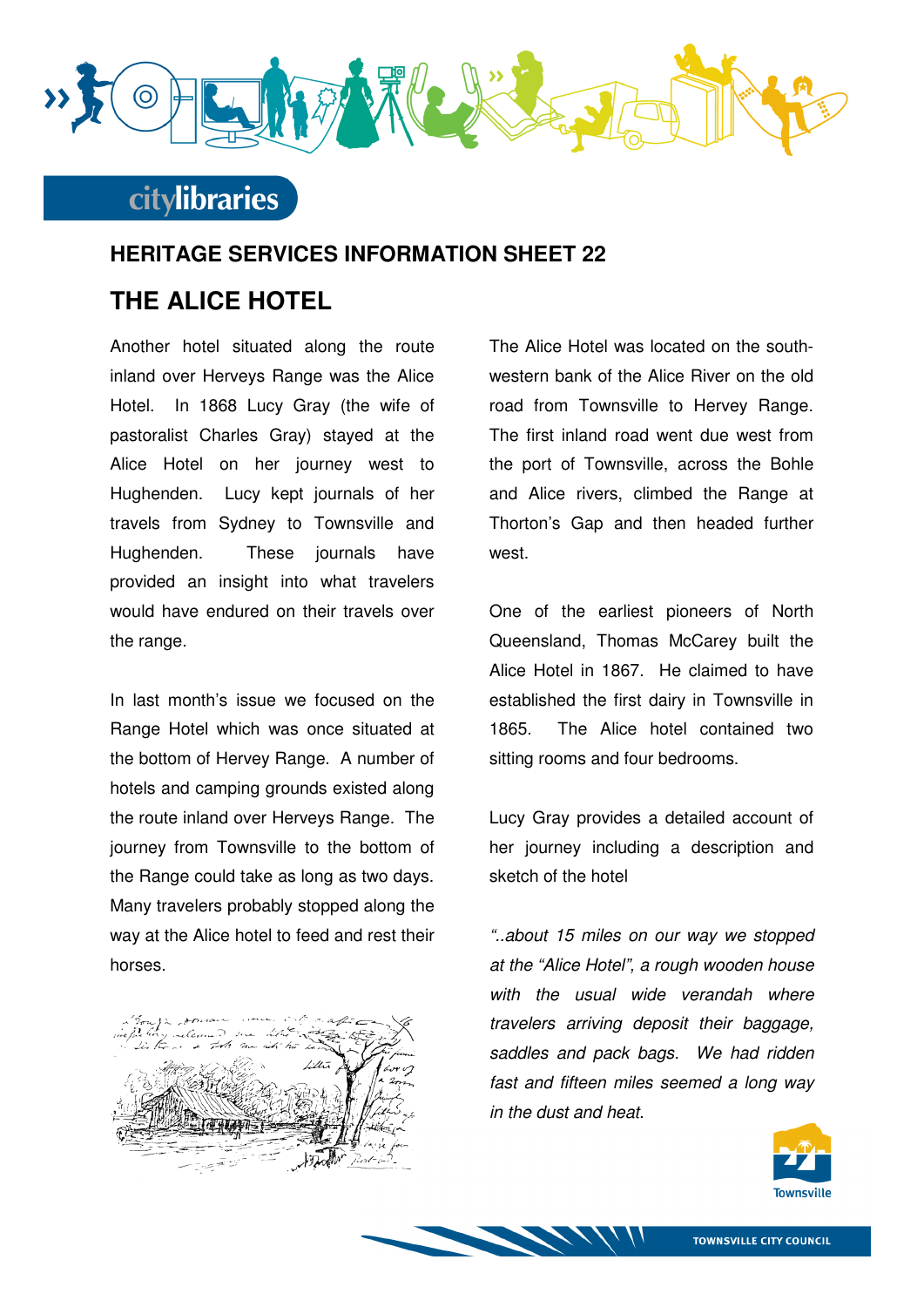## HERITAGE SERVICES INFORMATION SHEET 22

# THE ALICE HOTEL

Another hotel situated along the route inland over Herveys Range was the Alice Hotel. In 1868 Lucy Gray (the wife of pastoralist Charles Gray) stayed at the Alice Hotel on her journey west to Hughenden. Lucy kept journals of her travels from Sydney to Townsville and Hughenden. These journals have provided an insight into what travelers would have endured on their travels over the range.

In last month's issue we focused on the Range Hotel which was once situated at the bottom of Hervey Range. A number of hotels and camping grounds existed along the route inland over Herveys Range. The journey from Townsville to the bottom of the Range could take as long as two days. Many travelers probably stopped along the way at the Alice hotel to feed and rest their horses.

The Alice Hotel was located on the south-western bank of the Alice River on the old road from Townsville to Hervey Range. The first inland road went due west from the port of Townsville, across the Bohle and Alice rivers, climbed the Range at Thorton's Gap and then headed further west.

One of the earliest pioneers of North Queensland, Thomas McCarey built the Alice Hotel in 1867. He claimed to have established the first dairy in Townsville in 1865. The Alice hotel contained two sitting rooms and four bedrooms.

Lucy Gray provides a detailed account of her journey including a description and sketch of the hotel

*"..about 15 miles on our way we stopped at the "Alice Hotel", a rough wooden house with the usual wide verandah where travelers arriving deposit their baggage, saddles and pack bags. We had ridden fast and fifteen miles seemed a long way in the dust and heat.*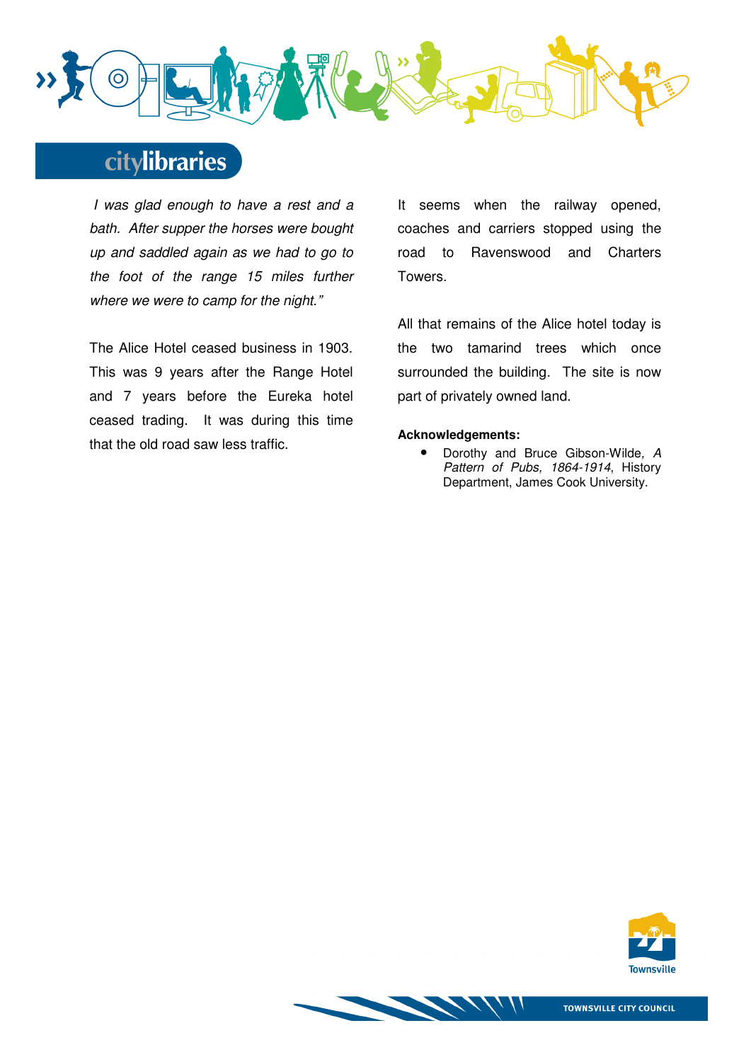*I was glad enough to have a rest and a bath. After supper the horses were bought up and saddled again as we had to go to the foot of the range 15 miles further where we were to camp for the night."*

The Alice Hotel ceased business in 1903. This was 9 years after the Range Hotel and 7 years before the Eureka hotel ceased trading. It was during this time that the old road saw less traffic.

It seems when the railway opened, coaches and carriers stopped using the road to Ravenswood and Charters Towers.

All that remains of the Alice hotel today is the two tamarind trees which once surrounded the building. The site is now part of privately owned land.

**Acknowledgements:**

- Dorothy and Bruce Gibson-Wilde, *A Pattern of Pubs, 1864-1914*, History Department, James Cook University.